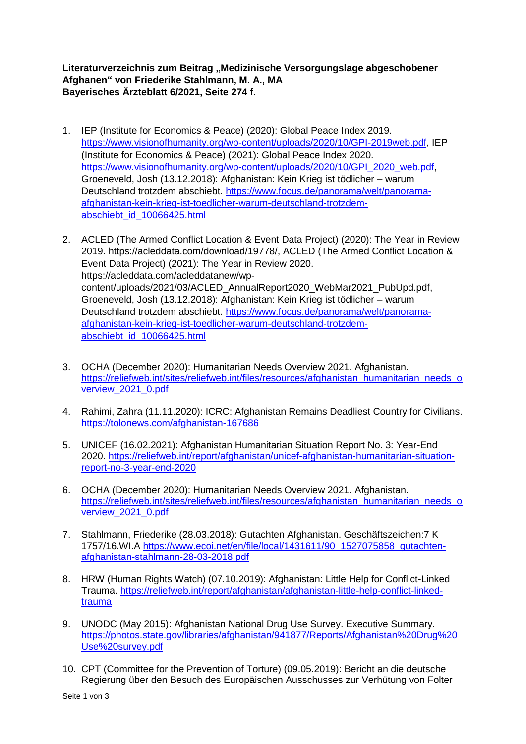**Literaturverzeichnis zum Beitrag „Medizinische Versorgungslage abgeschobener Afghanen“ von Friederike Stahlmann, M. A., MA**
**Bayerisches Ärzteblatt 6/2021, Seite 274 f.**

1. IEP (Institute for Economics & Peace) (2020): Global Peace Index 2019. https://www.visionofhumanity.org/wp-content/uploads/2020/10/GPI-2019web.pdf, IEP (Institute for Economics & Peace) (2021): Global Peace Index 2020. https://www.visionofhumanity.org/wp-content/uploads/2020/10/GPI_2020_web.pdf, Groeneveld, Josh (13.12.2018): Afghanistan: Kein Krieg ist tödlicher – warum Deutschland trotzdem abschiebt. https://www.focus.de/panorama/welt/panorama-afghanistan-kein-krieg-ist-toedlicher-warum-deutschland-trotzdem-abschiebt_id_10066425.html

2. ACLED (The Armed Conflict Location & Event Data Project) (2020): The Year in Review 2019. https://acleddata.com/download/19778/, ACLED (The Armed Conflict Location & Event Data Project) (2021): The Year in Review 2020. https://acleddata.com/acleddatanew/wp-content/uploads/2021/03/ACLED_AnnualReport2020_WebMar2021_PubUpd.pdf, Groeneveld, Josh (13.12.2018): Afghanistan: Kein Krieg ist tödlicher – warum Deutschland trotzdem abschiebt. https://www.focus.de/panorama/welt/panorama-afghanistan-kein-krieg-ist-toedlicher-warum-deutschland-trotzdem-abschiebt_id_10066425.html

3. OCHA (December 2020): Humanitarian Needs Overview 2021. Afghanistan. https://reliefweb.int/sites/reliefweb.int/files/resources/afghanistan_humanitarian_needs_overview_2021_0.pdf

4. Rahimi, Zahra (11.11.2020): ICRC: Afghanistan Remains Deadliest Country for Civilians. https://tolonews.com/afghanistan-167686

5. UNICEF (16.02.2021): Afghanistan Humanitarian Situation Report No. 3: Year-End 2020. https://reliefweb.int/report/afghanistan/unicef-afghanistan-humanitarian-situation-report-no-3-year-end-2020

6. OCHA (December 2020): Humanitarian Needs Overview 2021. Afghanistan. https://reliefweb.int/sites/reliefweb.int/files/resources/afghanistan_humanitarian_needs_overview_2021_0.pdf

7. Stahlmann, Friederike (28.03.2018): Gutachten Afghanistan. Geschäftszeichen:7 K 1757/16.WI.A https://www.ecoi.net/en/file/local/1431611/90_1527075858_gutachten-afghanistan-stahlmann-28-03-2018.pdf

8. HRW (Human Rights Watch) (07.10.2019): Afghanistan: Little Help for Conflict-Linked Trauma. https://reliefweb.int/report/afghanistan/afghanistan-little-help-conflict-linked-trauma

9. UNODC (May 2015): Afghanistan National Drug Use Survey. Executive Summary. https://photos.state.gov/libraries/afghanistan/941877/Reports/Afghanistan%20Drug%20Use%20survey.pdf

10. CPT (Committee for the Prevention of Torture) (09.05.2019): Bericht an die deutsche Regierung über den Besuch des Europäischen Ausschusses zur Verhütung von Folter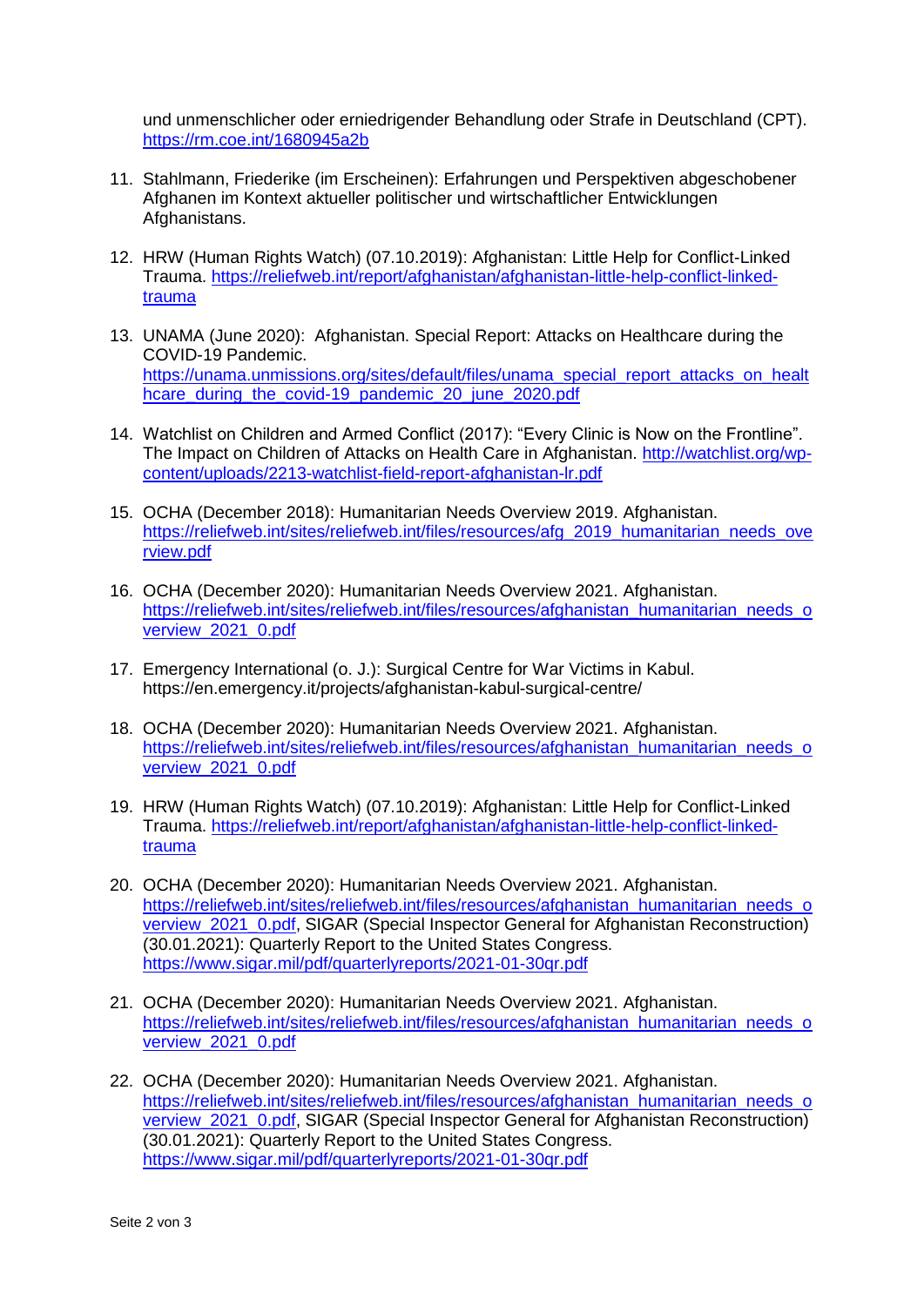und unmenschlicher oder erniedrigender Behandlung oder Strafe in Deutschland (CPT). https://rm.coe.int/1680945a2b

11. Stahlmann, Friederike (im Erscheinen): Erfahrungen und Perspektiven abgeschobener Afghanen im Kontext aktueller politischer und wirtschaftlicher Entwicklungen Afghanistans.

12. HRW (Human Rights Watch) (07.10.2019): Afghanistan: Little Help for Conflict-Linked Trauma. https://reliefweb.int/report/afghanistan/afghanistan-little-help-conflict-linked-trauma

13. UNAMA (June 2020): Afghanistan. Special Report: Attacks on Healthcare during the COVID-19 Pandemic. https://unama.unmissions.org/sites/default/files/unama_special_report_attacks_on_healthcare_during_the_covid-19_pandemic_20_june_2020.pdf

14. Watchlist on Children and Armed Conflict (2017): "Every Clinic is Now on the Frontline". The Impact on Children of Attacks on Health Care in Afghanistan. http://watchlist.org/wp-content/uploads/2213-watchlist-field-report-afghanistan-lr.pdf

15. OCHA (December 2018): Humanitarian Needs Overview 2019. Afghanistan. https://reliefweb.int/sites/reliefweb.int/files/resources/afg_2019_humanitarian_needs_overview.pdf

16. OCHA (December 2020): Humanitarian Needs Overview 2021. Afghanistan. https://reliefweb.int/sites/reliefweb.int/files/resources/afghanistan_humanitarian_needs_overview_2021_0.pdf

17. Emergency International (o. J.): Surgical Centre for War Victims in Kabul. https://en.emergency.it/projects/afghanistan-kabul-surgical-centre/

18. OCHA (December 2020): Humanitarian Needs Overview 2021. Afghanistan. https://reliefweb.int/sites/reliefweb.int/files/resources/afghanistan_humanitarian_needs_overview_2021_0.pdf

19. HRW (Human Rights Watch) (07.10.2019): Afghanistan: Little Help for Conflict-Linked Trauma. https://reliefweb.int/report/afghanistan/afghanistan-little-help-conflict-linked-trauma

20. OCHA (December 2020): Humanitarian Needs Overview 2021. Afghanistan. https://reliefweb.int/sites/reliefweb.int/files/resources/afghanistan_humanitarian_needs_overview_2021_0.pdf, SIGAR (Special Inspector General for Afghanistan Reconstruction) (30.01.2021): Quarterly Report to the United States Congress. https://www.sigar.mil/pdf/quarterlyreports/2021-01-30qr.pdf

21. OCHA (December 2020): Humanitarian Needs Overview 2021. Afghanistan. https://reliefweb.int/sites/reliefweb.int/files/resources/afghanistan_humanitarian_needs_overview_2021_0.pdf

22. OCHA (December 2020): Humanitarian Needs Overview 2021. Afghanistan. https://reliefweb.int/sites/reliefweb.int/files/resources/afghanistan_humanitarian_needs_overview_2021_0.pdf, SIGAR (Special Inspector General for Afghanistan Reconstruction) (30.01.2021): Quarterly Report to the United States Congress. https://www.sigar.mil/pdf/quarterlyreports/2021-01-30qr.pdf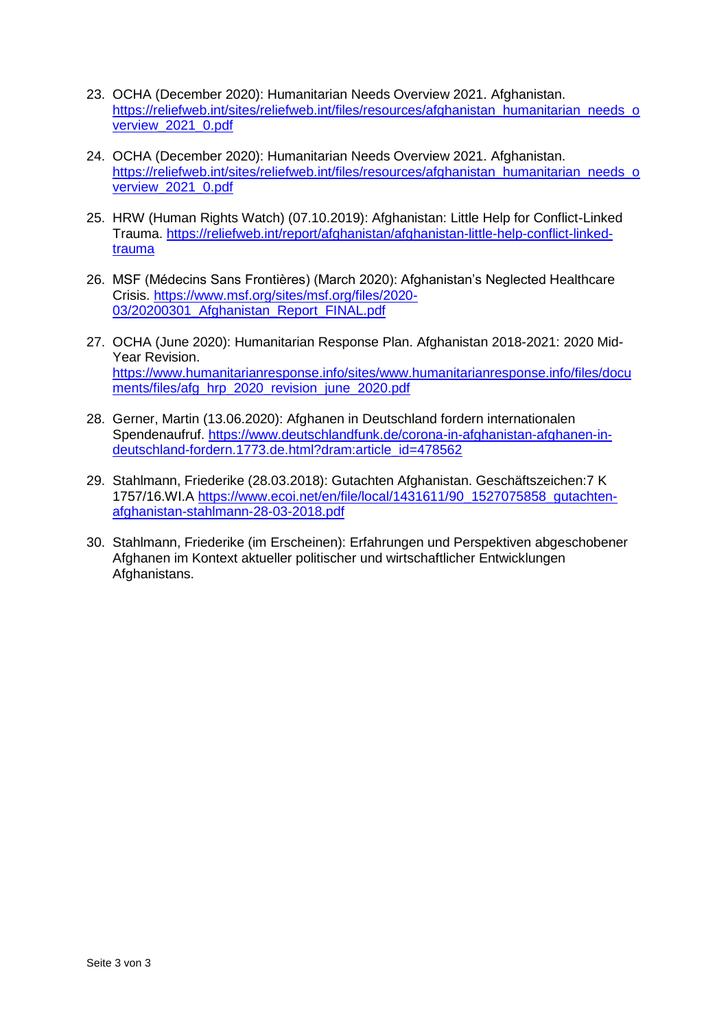23. OCHA (December 2020): Humanitarian Needs Overview 2021. Afghanistan. https://reliefweb.int/sites/reliefweb.int/files/resources/afghanistan_humanitarian_needs_overview_2021_0.pdf

24. OCHA (December 2020): Humanitarian Needs Overview 2021. Afghanistan. https://reliefweb.int/sites/reliefweb.int/files/resources/afghanistan_humanitarian_needs_overview_2021_0.pdf

25. HRW (Human Rights Watch) (07.10.2019): Afghanistan: Little Help for Conflict-Linked Trauma. https://reliefweb.int/report/afghanistan/afghanistan-little-help-conflict-linked-trauma

26. MSF (Médecins Sans Frontières) (March 2020): Afghanistan's Neglected Healthcare Crisis. https://www.msf.org/sites/msf.org/files/2020-03/20200301_Afghanistan_Report_FINAL.pdf

27. OCHA (June 2020): Humanitarian Response Plan. Afghanistan 2018-2021: 2020 Mid-Year Revision. https://www.humanitarianresponse.info/sites/www.humanitarianresponse.info/files/documents/files/afg_hrp_2020_revision_june_2020.pdf

28. Gerner, Martin (13.06.2020): Afghanen in Deutschland fordern internationalen Spendenaufruf. https://www.deutschlandfunk.de/corona-in-afghanistan-afghanen-in-deutschland-fordern.1773.de.html?dram:article_id=478562

29. Stahlmann, Friederike (28.03.2018): Gutachten Afghanistan. Geschäftszeichen:7 K 1757/16.WI.A https://www.ecoi.net/en/file/local/1431611/90_1527075858_gutachten-afghanistan-stahlmann-28-03-2018.pdf

30. Stahlmann, Friederike (im Erscheinen): Erfahrungen und Perspektiven abgeschobener Afghanen im Kontext aktueller politischer und wirtschaftlicher Entwicklungen Afghanistans.